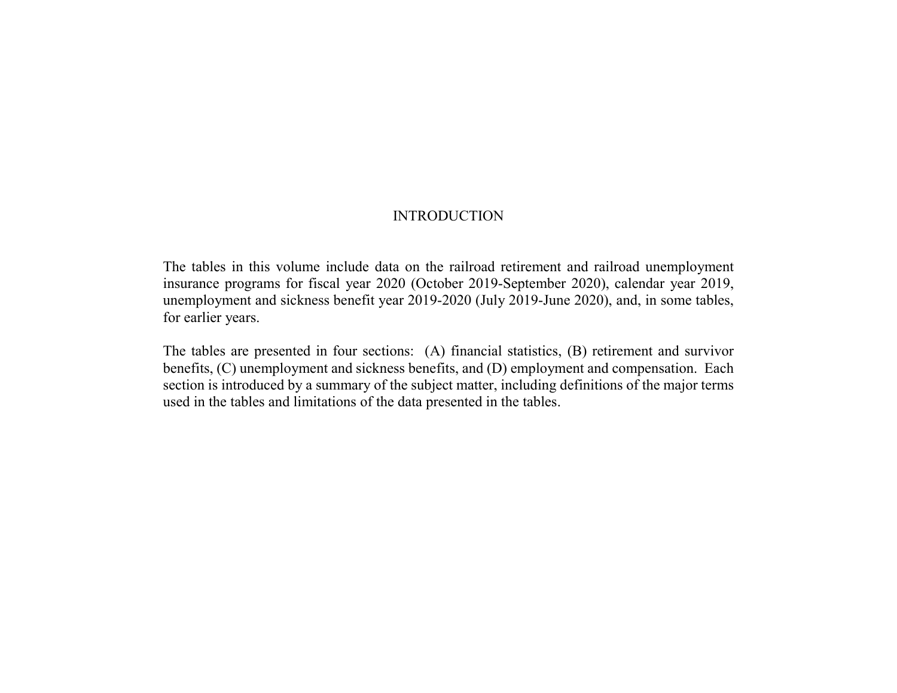# INTRODUCTION

The tables in this volume include data on the railroad retirement and railroad unemployment insurance programs for fiscal year 2020 (October 2019-September 2020), calendar year 2019, unemployment and sickness benefit year 2019-2020 (July 2019-June 2020), and, in some tables, for earlier years.

The tables are presented in four sections: (A) financial statistics, (B) retirement and survivor benefits, (C) unemployment and sickness benefits, and (D) employment and compensation. Each section is introduced by a summary of the subject matter, including definitions of the major terms used in the tables and limitations of the data presented in the tables.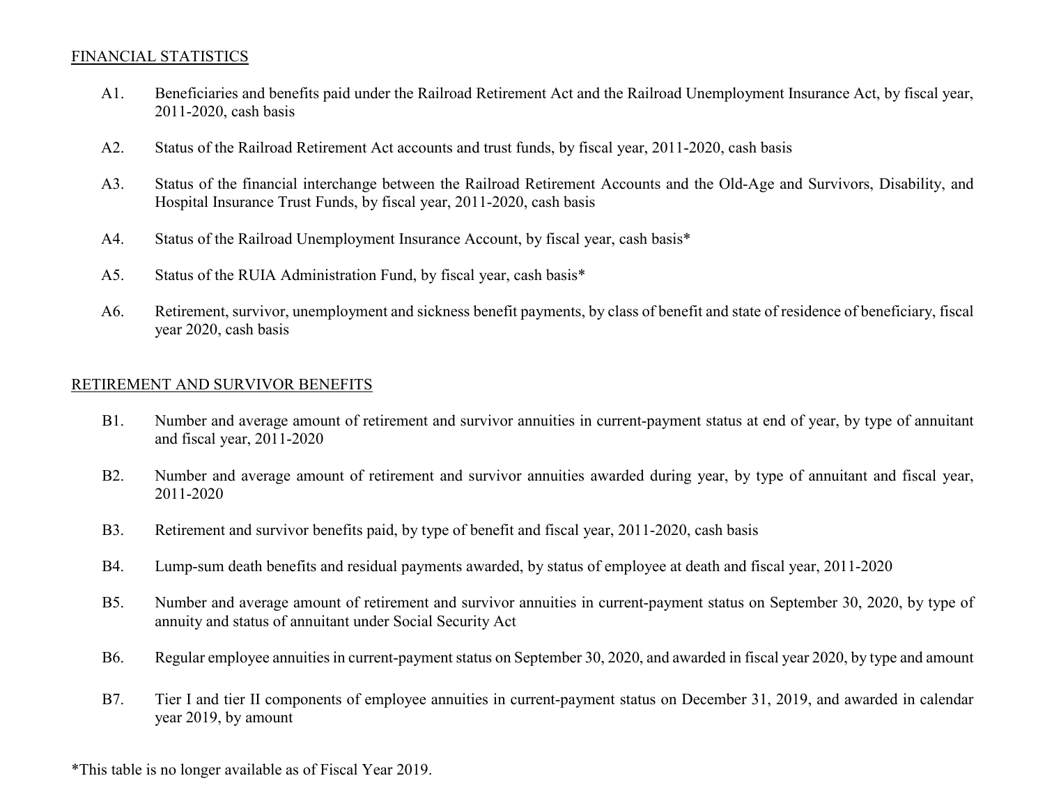## FINANCIAL STATISTICS

- A1. Beneficiaries and benefits paid under the Railroad Retirement Act and the Railroad Unemployment Insurance Act, by fiscal year, 2011-2020, cash basis
- A2. Status of the Railroad Retirement Act accounts and trust funds, by fiscal year, 2011-2020, cash basis
- A3. Status of the financial interchange between the Railroad Retirement Accounts and the Old-Age and Survivors, Disability, and Hospital Insurance Trust Funds, by fiscal year, 2011-2020, cash basis
- A4. Status of the Railroad Unemployment Insurance Account, by fiscal year, cash basis*
- A5. Status of the RUIA Administration Fund, by fiscal year, cash basis*
- A6. Retirement, survivor, unemployment and sickness benefit payments, by class of benefit and state of residence of beneficiary, fiscal year 2020, cash basis

## RETIREMENT AND SURVIVOR BENEFITS

- B1. Number and average amount of retirement and survivor annuities in current-payment status at end of year, by type of annuitant and fiscal year, 2011-2020
- B2. Number and average amount of retirement and survivor annuities awarded during year, by type of annuitant and fiscal year, 2011-2020
- B3. Retirement and survivor benefits paid, by type of benefit and fiscal year, 2011-2020, cash basis
- B4. Lump-sum death benefits and residual payments awarded, by status of employee at death and fiscal year, 2011-2020
- B5. Number and average amount of retirement and survivor annuities in current-payment status on September 30, 2020, by type of annuity and status of annuitant under Social Security Act
- B6. Regular employee annuities in current-payment status on September 30, 2020, and awarded in fiscal year 2020, by type and amount
- B7. Tier I and tier II components of employee annuities in current-payment status on December 31, 2019, and awarded in calendar year 2019, by amount

*This table is no longer available as of Fiscal Year 2019.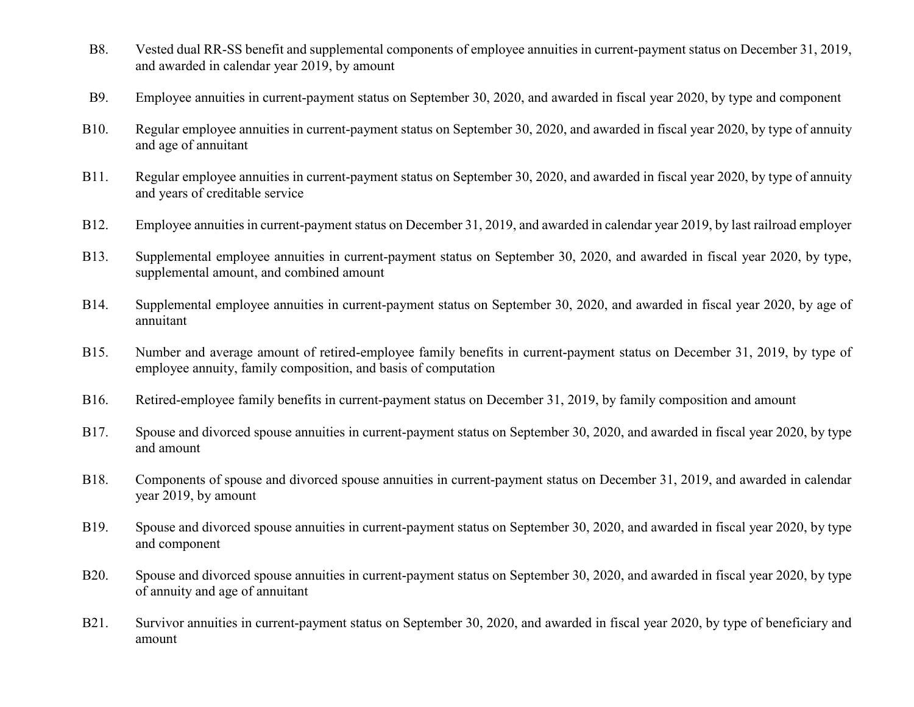B8. Vested dual RR-SS benefit and supplemental components of employee annuities in current-payment status on December 31, 2019, and awarded in calendar year 2019, by amount

B9. Employee annuities in current-payment status on September 30, 2020, and awarded in fiscal year 2020, by type and component

B10. Regular employee annuities in current-payment status on September 30, 2020, and awarded in fiscal year 2020, by type of annuity and age of annuitant

B11. Regular employee annuities in current-payment status on September 30, 2020, and awarded in fiscal year 2020, by type of annuity and years of creditable service

B12. Employee annuities in current-payment status on December 31, 2019, and awarded in calendar year 2019, by last railroad employer

B13. Supplemental employee annuities in current-payment status on September 30, 2020, and awarded in fiscal year 2020, by type, supplemental amount, and combined amount

B14. Supplemental employee annuities in current-payment status on September 30, 2020, and awarded in fiscal year 2020, by age of annuitant

B15. Number and average amount of retired-employee family benefits in current-payment status on December 31, 2019, by type of employee annuity, family composition, and basis of computation

B16. Retired-employee family benefits in current-payment status on December 31, 2019, by family composition and amount

B17. Spouse and divorced spouse annuities in current-payment status on September 30, 2020, and awarded in fiscal year 2020, by type and amount

B18. Components of spouse and divorced spouse annuities in current-payment status on December 31, 2019, and awarded in calendar year 2019, by amount

B19. Spouse and divorced spouse annuities in current-payment status on September 30, 2020, and awarded in fiscal year 2020, by type and component

B20. Spouse and divorced spouse annuities in current-payment status on September 30, 2020, and awarded in fiscal year 2020, by type of annuity and age of annuitant

B21. Survivor annuities in current-payment status on September 30, 2020, and awarded in fiscal year 2020, by type of beneficiary and amount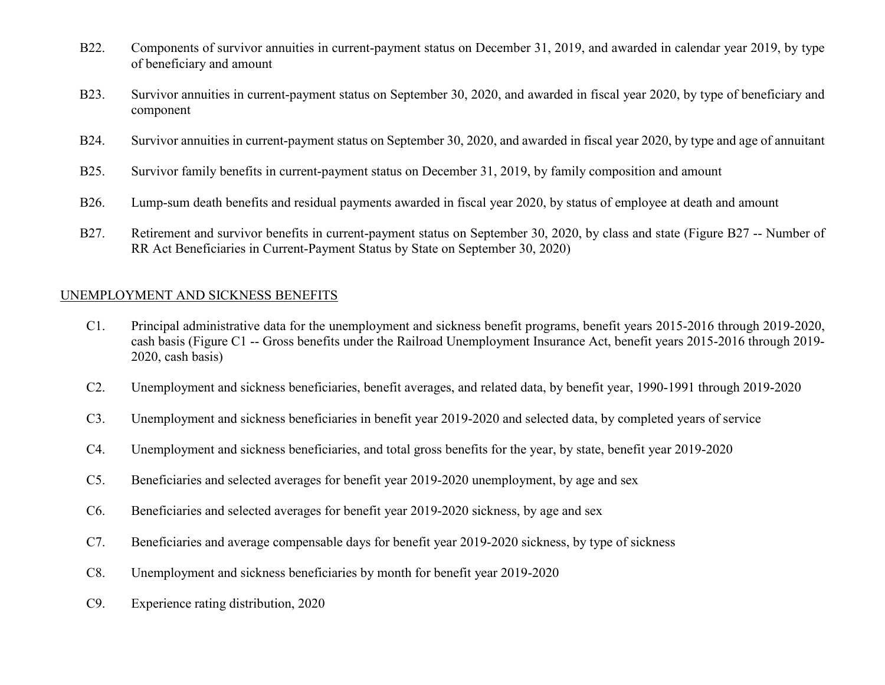B22. Components of survivor annuities in current-payment status on December 31, 2019, and awarded in calendar year 2019, by type of beneficiary and amount

B23. Survivor annuities in current-payment status on September 30, 2020, and awarded in fiscal year 2020, by type of beneficiary and component

B24. Survivor annuities in current-payment status on September 30, 2020, and awarded in fiscal year 2020, by type and age of annuitant

B25. Survivor family benefits in current-payment status on December 31, 2019, by family composition and amount

B26. Lump-sum death benefits and residual payments awarded in fiscal year 2020, by status of employee at death and amount

B27. Retirement and survivor benefits in current-payment status on September 30, 2020, by class and state (Figure B27 -- Number of RR Act Beneficiaries in Current-Payment Status by State on September 30, 2020)

## UNEMPLOYMENT AND SICKNESS BENEFITS

C1. Principal administrative data for the unemployment and sickness benefit programs, benefit years 2015-2016 through 2019-2020, cash basis (Figure C1 -- Gross benefits under the Railroad Unemployment Insurance Act, benefit years 2015-2016 through 2019-2020, cash basis)

C2. Unemployment and sickness beneficiaries, benefit averages, and related data, by benefit year, 1990-1991 through 2019-2020

C3. Unemployment and sickness beneficiaries in benefit year 2019-2020 and selected data, by completed years of service

C4. Unemployment and sickness beneficiaries, and total gross benefits for the year, by state, benefit year 2019-2020

C5. Beneficiaries and selected averages for benefit year 2019-2020 unemployment, by age and sex

C6. Beneficiaries and selected averages for benefit year 2019-2020 sickness, by age and sex

C7. Beneficiaries and average compensable days for benefit year 2019-2020 sickness, by type of sickness

C8. Unemployment and sickness beneficiaries by month for benefit year 2019-2020

C9. Experience rating distribution, 2020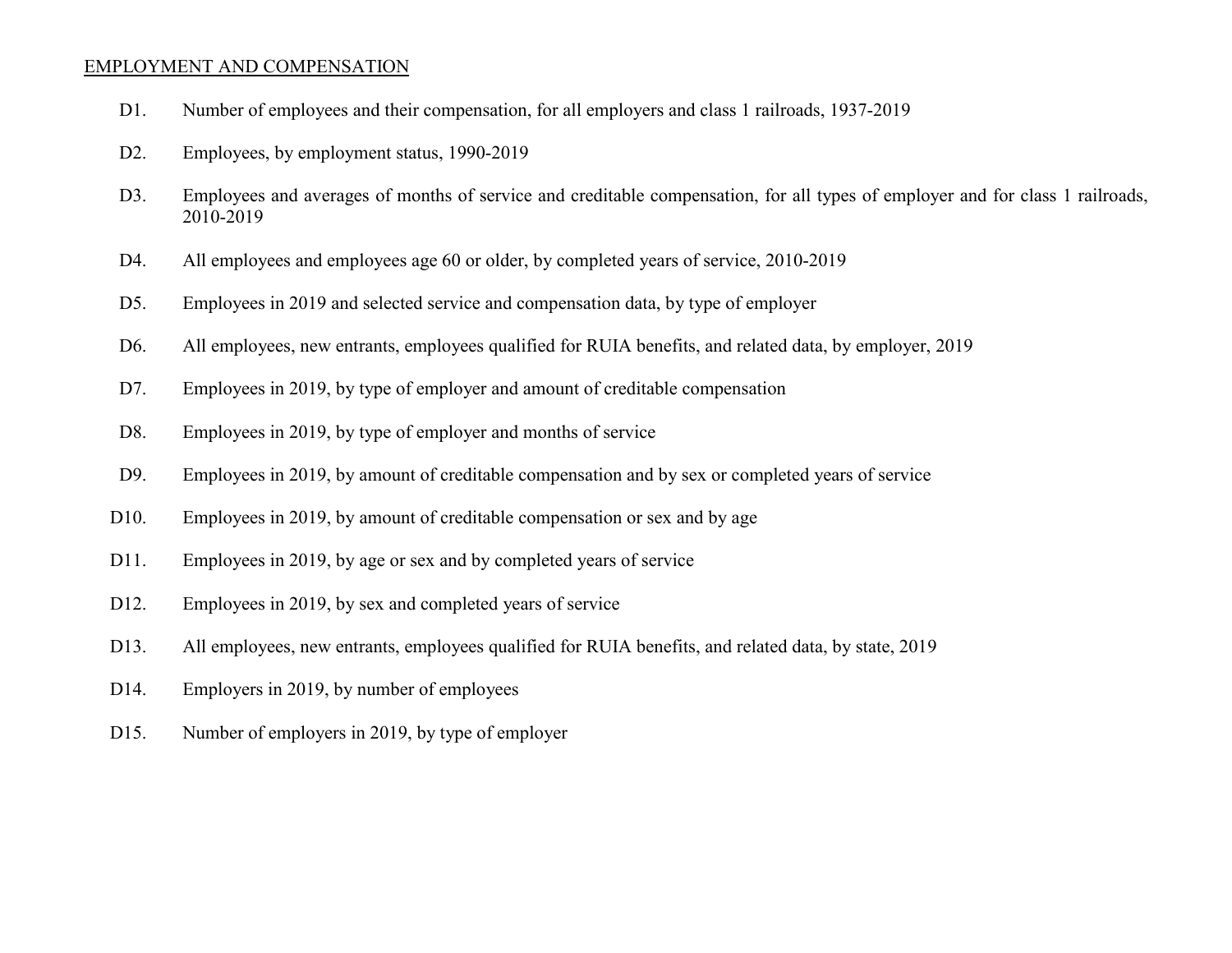EMPLOYMENT AND COMPENSATION

D1. Number of employees and their compensation, for all employers and class 1 railroads, 1937-2019

D2. Employees, by employment status, 1990-2019

D3. Employees and averages of months of service and creditable compensation, for all types of employer and for class 1 railroads, 2010-2019

D4. All employees and employees age 60 or older, by completed years of service, 2010-2019

D5. Employees in 2019 and selected service and compensation data, by type of employer

D6. All employees, new entrants, employees qualified for RUIA benefits, and related data, by employer, 2019

D7. Employees in 2019, by type of employer and amount of creditable compensation

D8. Employees in 2019, by type of employer and months of service

D9. Employees in 2019, by amount of creditable compensation and by sex or completed years of service

D10. Employees in 2019, by amount of creditable compensation or sex and by age

D11. Employees in 2019, by age or sex and by completed years of service

D12. Employees in 2019, by sex and completed years of service

D13. All employees, new entrants, employees qualified for RUIA benefits, and related data, by state, 2019

D14. Employers in 2019, by number of employees

D15. Number of employers in 2019, by type of employer